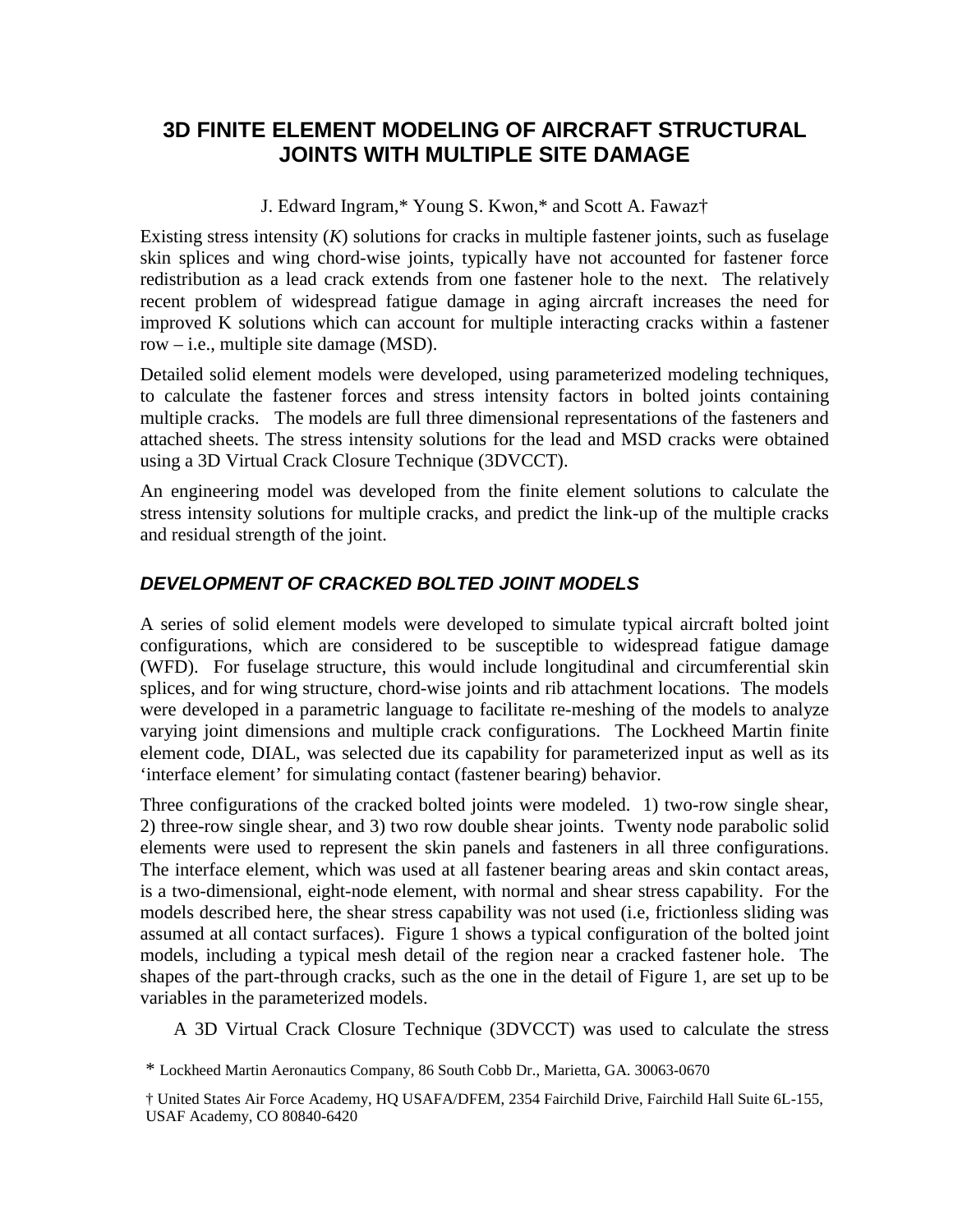# 3D FINITE ELEMENT MODELING OF AIRCRAFT STRUCTURAL JOINTS WITH MULTIPLE SITE DAMAGE

J. Edward Ingram,* Young S. Kwon,* and Scott A. Fawaz†

Existing stress intensity (*K*) solutions for cracks in multiple fastener joints, such as fuselage skin splices and wing chord-wise joints, typically have not accounted for fastener force redistribution as a lead crack extends from one fastener hole to the next. The relatively recent problem of widespread fatigue damage in aging aircraft increases the need for improved K solutions which can account for multiple interacting cracks within a fastener row – i.e., multiple site damage (MSD).

Detailed solid element models were developed, using parameterized modeling techniques, to calculate the fastener forces and stress intensity factors in bolted joints containing multiple cracks. The models are full three dimensional representations of the fasteners and attached sheets. The stress intensity solutions for the lead and MSD cracks were obtained using a 3D Virtual Crack Closure Technique (3DVCCT).

An engineering model was developed from the finite element solutions to calculate the stress intensity solutions for multiple cracks, and predict the link-up of the multiple cracks and residual strength of the joint.

## *DEVELOPMENT OF CRACKED BOLTED JOINT MODELS*

A series of solid element models were developed to simulate typical aircraft bolted joint configurations, which are considered to be susceptible to widespread fatigue damage (WFD). For fuselage structure, this would include longitudinal and circumferential skin splices, and for wing structure, chord-wise joints and rib attachment locations. The models were developed in a parametric language to facilitate re-meshing of the models to analyze varying joint dimensions and multiple crack configurations. The Lockheed Martin finite element code, DIAL, was selected due its capability for parameterized input as well as its 'interface element' for simulating contact (fastener bearing) behavior.

Three configurations of the cracked bolted joints were modeled. 1) two-row single shear, 2) three-row single shear, and 3) two row double shear joints. Twenty node parabolic solid elements were used to represent the skin panels and fasteners in all three configurations. The interface element, which was used at all fastener bearing areas and skin contact areas, is a two-dimensional, eight-node element, with normal and shear stress capability. For the models described here, the shear stress capability was not used (i.e, frictionless sliding was assumed at all contact surfaces). Figure 1 shows a typical configuration of the bolted joint models, including a typical mesh detail of the region near a cracked fastener hole. The shapes of the part-through cracks, such as the one in the detail of Figure 1, are set up to be variables in the parameterized models.

A 3D Virtual Crack Closure Technique (3DVCCT) was used to calculate the stress

\* Lockheed Martin Aeronautics Company, 86 South Cobb Dr., Marietta, GA. 30063-0670

† United States Air Force Academy, HQ USAFA/DFEM, 2354 Fairchild Drive, Fairchild Hall Suite 6L-155, USAF Academy, CO 80840-6420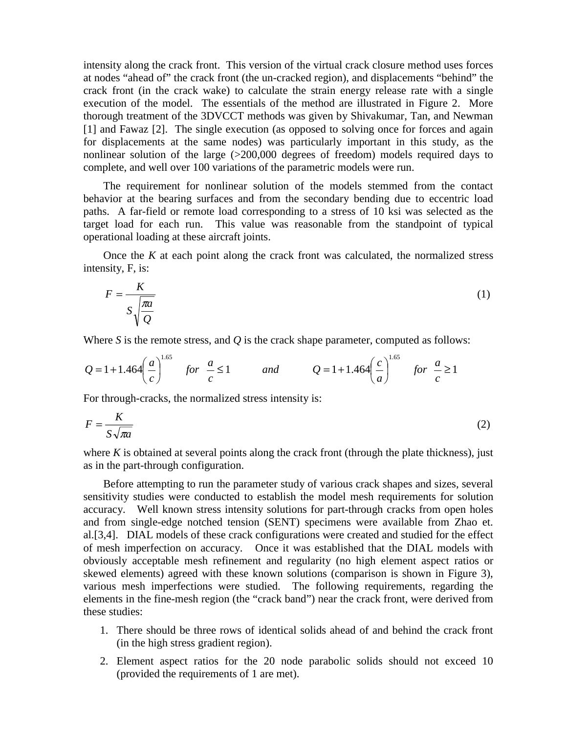intensity along the crack front. This version of the virtual crack closure method uses forces at nodes "ahead of" the crack front (the un-cracked region), and displacements "behind" the crack front (in the crack wake) to calculate the strain energy release rate with a single execution of the model. The essentials of the method are illustrated in Figure 2. More thorough treatment of the 3DVCCT methods was given by Shivakumar, Tan, and Newman [1] and Fawaz [2]. The single execution (as opposed to solving once for forces and again for displacements at the same nodes) was particularly important in this study, as the nonlinear solution of the large (>200,000 degrees of freedom) models required days to complete, and well over 100 variations of the parametric models were run.

The requirement for nonlinear solution of the models stemmed from the contact behavior at the bearing surfaces and from the secondary bending due to eccentric load paths. A far-field or remote load corresponding to a stress of 10 ksi was selected as the target load for each run. This value was reasonable from the standpoint of typical operational loading at these aircraft joints.

Once the $K$ at each point along the crack front was calculated, the normalized stress intensity, F, is:

$$F = \frac{K}{S\sqrt{\frac{\pi a}{Q}}} \tag{1}$$

Where $S$ is the remote stress, and $Q$ is the crack shape parameter, computed as follows:

$$Q = 1 + 1.464\left(\frac{a}{c}\right)^{1.65} \quad for \quad \frac{a}{c} \le 1 \qquad and \qquad Q = 1 + 1.464\left(\frac{c}{a}\right)^{1.65} \quad for \quad \frac{a}{c} \ge 1$$

For through-cracks, the normalized stress intensity is:

$$F = \frac{K}{S\sqrt{\pi a}} \tag{2}$$

where $K$ is obtained at several points along the crack front (through the plate thickness), just as in the part-through configuration.

Before attempting to run the parameter study of various crack shapes and sizes, several sensitivity studies were conducted to establish the model mesh requirements for solution accuracy. Well known stress intensity solutions for part-through cracks from open holes and from single-edge notched tension (SENT) specimens were available from Zhao et. al.[3,4]. DIAL models of these crack configurations were created and studied for the effect of mesh imperfection on accuracy. Once it was established that the DIAL models with obviously acceptable mesh refinement and regularity (no high element aspect ratios or skewed elements) agreed with these known solutions (comparison is shown in Figure 3), various mesh imperfections were studied. The following requirements, regarding the elements in the fine-mesh region (the "crack band") near the crack front, were derived from these studies:

1. There should be three rows of identical solids ahead of and behind the crack front (in the high stress gradient region).
2. Element aspect ratios for the 20 node parabolic solids should not exceed 10 (provided the requirements of 1 are met).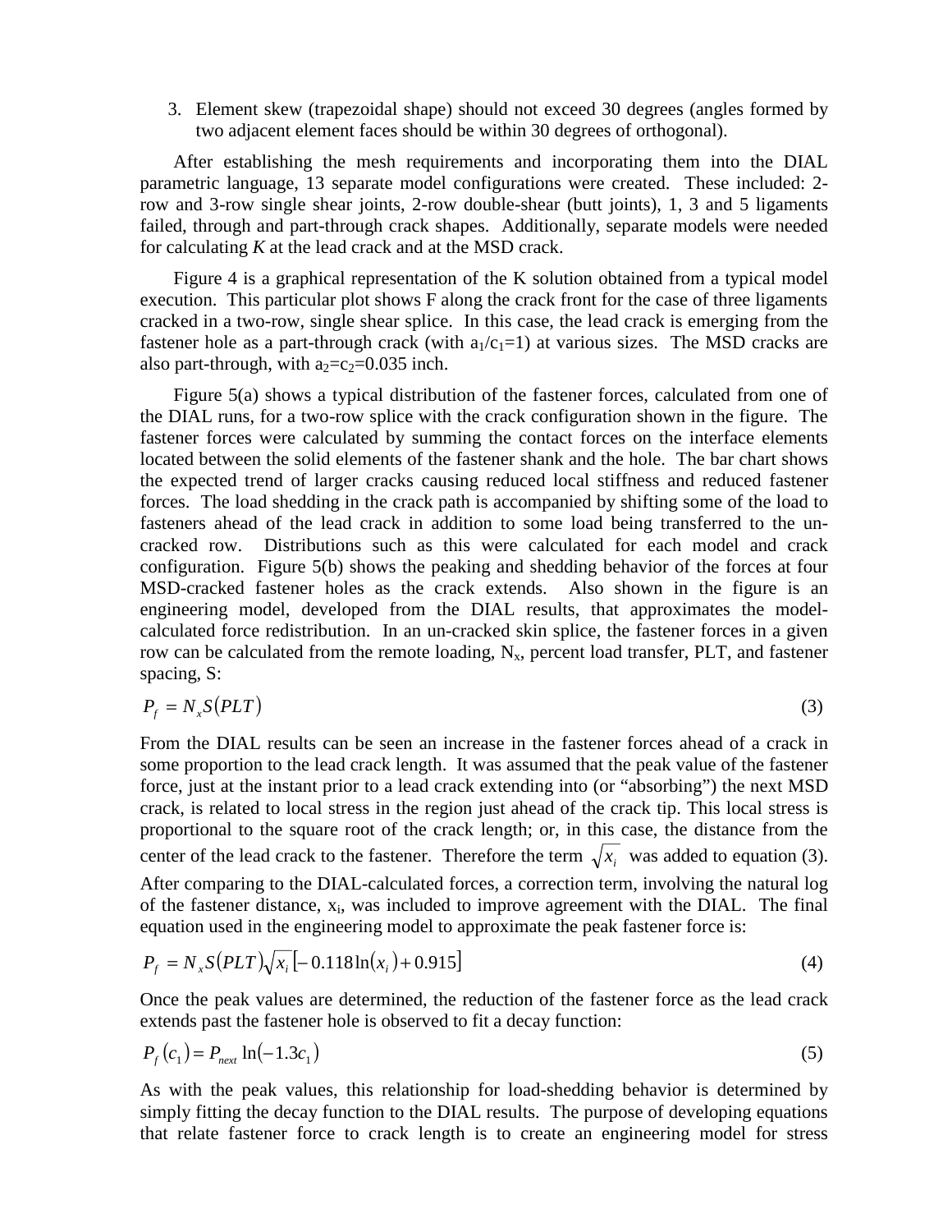3. Element skew (trapezoidal shape) should not exceed 30 degrees (angles formed by two adjacent element faces should be within 30 degrees of orthogonal).

After establishing the mesh requirements and incorporating them into the DIAL parametric language, 13 separate model configurations were created. These included: 2-row and 3-row single shear joints, 2-row double-shear (butt joints), 1, 3 and 5 ligaments failed, through and part-through crack shapes. Additionally, separate models were needed for calculating *K* at the lead crack and at the MSD crack.

Figure 4 is a graphical representation of the K solution obtained from a typical model execution. This particular plot shows F along the crack front for the case of three ligaments cracked in a two-row, single shear splice. In this case, the lead crack is emerging from the fastener hole as a part-through crack (with $a_1/c_1=1$) at various sizes. The MSD cracks are also part-through, with $a_2=c_2=0.035$ inch.

Figure 5(a) shows a typical distribution of the fastener forces, calculated from one of the DIAL runs, for a two-row splice with the crack configuration shown in the figure. The fastener forces were calculated by summing the contact forces on the interface elements located between the solid elements of the fastener shank and the hole. The bar chart shows the expected trend of larger cracks causing reduced local stiffness and reduced fastener forces. The load shedding in the crack path is accompanied by shifting some of the load to fasteners ahead of the lead crack in addition to some load being transferred to the un-cracked row. Distributions such as this were calculated for each model and crack configuration. Figure 5(b) shows the peaking and shedding behavior of the forces at four MSD-cracked fastener holes as the crack extends. Also shown in the figure is an engineering model, developed from the DIAL results, that approximates the model-calculated force redistribution. In an un-cracked skin splice, the fastener forces in a given row can be calculated from the remote loading, $N_x$, percent load transfer, PLT, and fastener spacing, S:

$$P_f = N_x S(PLT) \tag{3}$$

From the DIAL results can be seen an increase in the fastener forces ahead of a crack in some proportion to the lead crack length. It was assumed that the peak value of the fastener force, just at the instant prior to a lead crack extending into (or "absorbing") the next MSD crack, is related to local stress in the region just ahead of the crack tip. This local stress is proportional to the square root of the crack length; or, in this case, the distance from the center of the lead crack to the fastener. Therefore the term $\sqrt{x_i}$ was added to equation (3). After comparing to the DIAL-calculated forces, a correction term, involving the natural log of the fastener distance, $x_i$, was included to improve agreement with the DIAL. The final equation used in the engineering model to approximate the peak fastener force is:

$$P_f = N_x S(PLT)\sqrt{x_i}\left[-0.118\ln(x_i)+0.915\right] \tag{4}$$

Once the peak values are determined, the reduction of the fastener force as the lead crack extends past the fastener hole is observed to fit a decay function:

$$P_f(c_1) = P_{next}\ln(-1.3c_1) \tag{5}$$

As with the peak values, this relationship for load-shedding behavior is determined by simply fitting the decay function to the DIAL results. The purpose of developing equations that relate fastener force to crack length is to create an engineering model for stress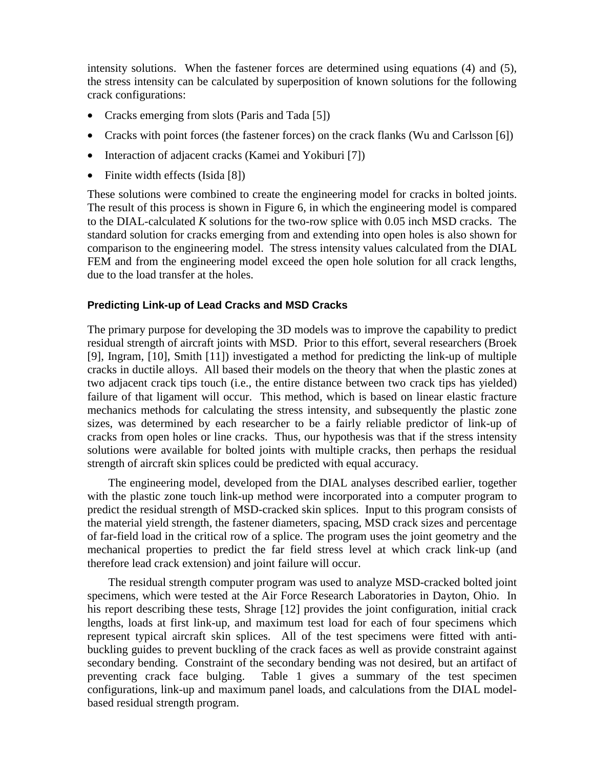intensity solutions. When the fastener forces are determined using equations (4) and (5), the stress intensity can be calculated by superposition of known solutions for the following crack configurations:

- Cracks emerging from slots (Paris and Tada [5])
- Cracks with point forces (the fastener forces) on the crack flanks (Wu and Carlsson [6])
- Interaction of adjacent cracks (Kamei and Yokiburi [7])
- Finite width effects (Isida [8])

These solutions were combined to create the engineering model for cracks in bolted joints. The result of this process is shown in Figure 6, in which the engineering model is compared to the DIAL-calculated *K* solutions for the two-row splice with 0.05 inch MSD cracks. The standard solution for cracks emerging from and extending into open holes is also shown for comparison to the engineering model. The stress intensity values calculated from the DIAL FEM and from the engineering model exceed the open hole solution for all crack lengths, due to the load transfer at the holes.

### Predicting Link-up of Lead Cracks and MSD Cracks

The primary purpose for developing the 3D models was to improve the capability to predict residual strength of aircraft joints with MSD. Prior to this effort, several researchers (Broek [9], Ingram, [10], Smith [11]) investigated a method for predicting the link-up of multiple cracks in ductile alloys. All based their models on the theory that when the plastic zones at two adjacent crack tips touch (i.e., the entire distance between two crack tips has yielded) failure of that ligament will occur. This method, which is based on linear elastic fracture mechanics methods for calculating the stress intensity, and subsequently the plastic zone sizes, was determined by each researcher to be a fairly reliable predictor of link-up of cracks from open holes or line cracks. Thus, our hypothesis was that if the stress intensity solutions were available for bolted joints with multiple cracks, then perhaps the residual strength of aircraft skin splices could be predicted with equal accuracy.

The engineering model, developed from the DIAL analyses described earlier, together with the plastic zone touch link-up method were incorporated into a computer program to predict the residual strength of MSD-cracked skin splices. Input to this program consists of the material yield strength, the fastener diameters, spacing, MSD crack sizes and percentage of far-field load in the critical row of a splice. The program uses the joint geometry and the mechanical properties to predict the far field stress level at which crack link-up (and therefore lead crack extension) and joint failure will occur.

The residual strength computer program was used to analyze MSD-cracked bolted joint specimens, which were tested at the Air Force Research Laboratories in Dayton, Ohio. In his report describing these tests, Shrage [12] provides the joint configuration, initial crack lengths, loads at first link-up, and maximum test load for each of four specimens which represent typical aircraft skin splices. All of the test specimens were fitted with anti-buckling guides to prevent buckling of the crack faces as well as provide constraint against secondary bending. Constraint of the secondary bending was not desired, but an artifact of preventing crack face bulging. Table 1 gives a summary of the test specimen configurations, link-up and maximum panel loads, and calculations from the DIAL model-based residual strength program.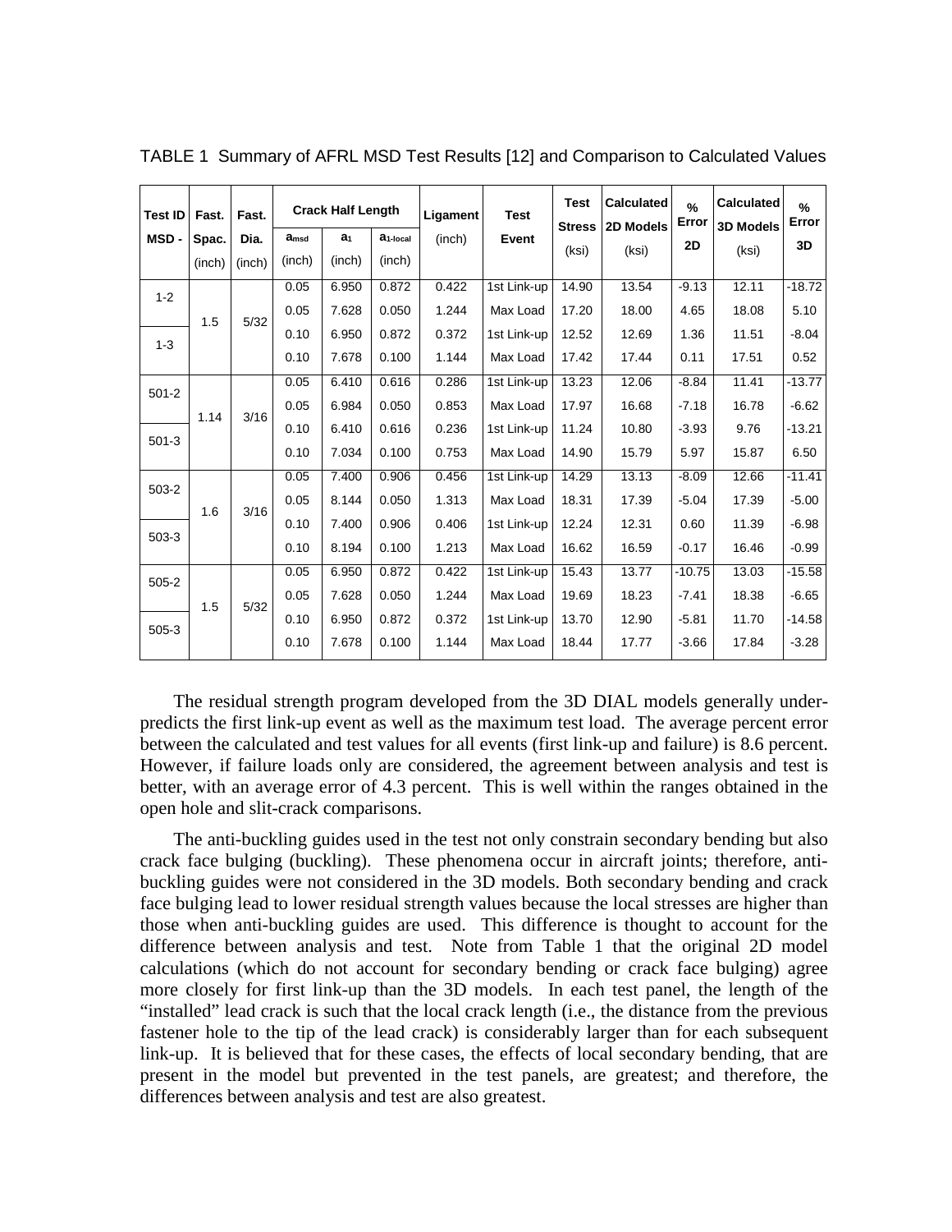TABLE 1 Summary of AFRL MSD Test Results [12] and Comparison to Calculated Values

| Test ID MSD - | Fast. Spac. (inch) | Fast. Dia. (inch) | Crack Half Length | | | Ligament (inch) | Test Event | Test Stress (ksi) | Calculated 2D Models (ksi) | % Error 2D | Calculated 3D Models (ksi) | % Error 3D |
|---|---|---|---|---|---|---|---|---|---|---|---|---|
| | | | $a_{msd}$ (inch) | $a_1$ (inch) | $a_{1\text{-}local}$ (inch) | | | | | | | |
| 1-2 | 1.5 | 5/32 | 0.05 | 6.950 | 0.872 | 0.422 | 1st Link-up | 14.90 | 13.54 | -9.13 | 12.11 | -18.72 |
| | | | 0.05 | 7.628 | 0.050 | 1.244 | Max Load | 17.20 | 18.00 | 4.65 | 18.08 | 5.10 |
| 1-3 | | | 0.10 | 6.950 | 0.872 | 0.372 | 1st Link-up | 12.52 | 12.69 | 1.36 | 11.51 | -8.04 |
| | | | 0.10 | 7.678 | 0.100 | 1.144 | Max Load | 17.42 | 17.44 | 0.11 | 17.51 | 0.52 |
| 501-2 | 1.14 | 3/16 | 0.05 | 6.410 | 0.616 | 0.286 | 1st Link-up | 13.23 | 12.06 | -8.84 | 11.41 | -13.77 |
| | | | 0.05 | 6.984 | 0.050 | 0.853 | Max Load | 17.97 | 16.68 | -7.18 | 16.78 | -6.62 |
| 501-3 | | | 0.10 | 6.410 | 0.616 | 0.236 | 1st Link-up | 11.24 | 10.80 | -3.93 | 9.76 | -13.21 |
| | | | 0.10 | 7.034 | 0.100 | 0.753 | Max Load | 14.90 | 15.79 | 5.97 | 15.87 | 6.50 |
| 503-2 | 1.6 | 3/16 | 0.05 | 7.400 | 0.906 | 0.456 | 1st Link-up | 14.29 | 13.13 | -8.09 | 12.66 | -11.41 |
| | | | 0.05 | 8.144 | 0.050 | 1.313 | Max Load | 18.31 | 17.39 | -5.04 | 17.39 | -5.00 |
| 503-3 | | | 0.10 | 7.400 | 0.906 | 0.406 | 1st Link-up | 12.24 | 12.31 | 0.60 | 11.39 | -6.98 |
| | | | 0.10 | 8.194 | 0.100 | 1.213 | Max Load | 16.62 | 16.59 | -0.17 | 16.46 | -0.99 |
| 505-2 | 1.5 | 5/32 | 0.05 | 6.950 | 0.872 | 0.422 | 1st Link-up | 15.43 | 13.77 | -10.75 | 13.03 | -15.58 |
| | | | 0.05 | 7.628 | 0.050 | 1.244 | Max Load | 19.69 | 18.23 | -7.41 | 18.38 | -6.65 |
| 505-3 | | | 0.10 | 6.950 | 0.872 | 0.372 | 1st Link-up | 13.70 | 12.90 | -5.81 | 11.70 | -14.58 |
| | | | 0.10 | 7.678 | 0.100 | 1.144 | Max Load | 18.44 | 17.77 | -3.66 | 17.84 | -3.28 |

The residual strength program developed from the 3D DIAL models generally under-predicts the first link-up event as well as the maximum test load. The average percent error between the calculated and test values for all events (first link-up and failure) is 8.6 percent. However, if failure loads only are considered, the agreement between analysis and test is better, with an average error of 4.3 percent. This is well within the ranges obtained in the open hole and slit-crack comparisons.

The anti-buckling guides used in the test not only constrain secondary bending but also crack face bulging (buckling). These phenomena occur in aircraft joints; therefore, anti-buckling guides were not considered in the 3D models. Both secondary bending and crack face bulging lead to lower residual strength values because the local stresses are higher than those when anti-buckling guides are used. This difference is thought to account for the difference between analysis and test. Note from Table 1 that the original 2D model calculations (which do not account for secondary bending or crack face bulging) agree more closely for first link-up than the 3D models. In each test panel, the length of the "installed" lead crack is such that the local crack length (i.e., the distance from the previous fastener hole to the tip of the lead crack) is considerably larger than for each subsequent link-up. It is believed that for these cases, the effects of local secondary bending, that are present in the model but prevented in the test panels, are greatest; and therefore, the differences between analysis and test are also greatest.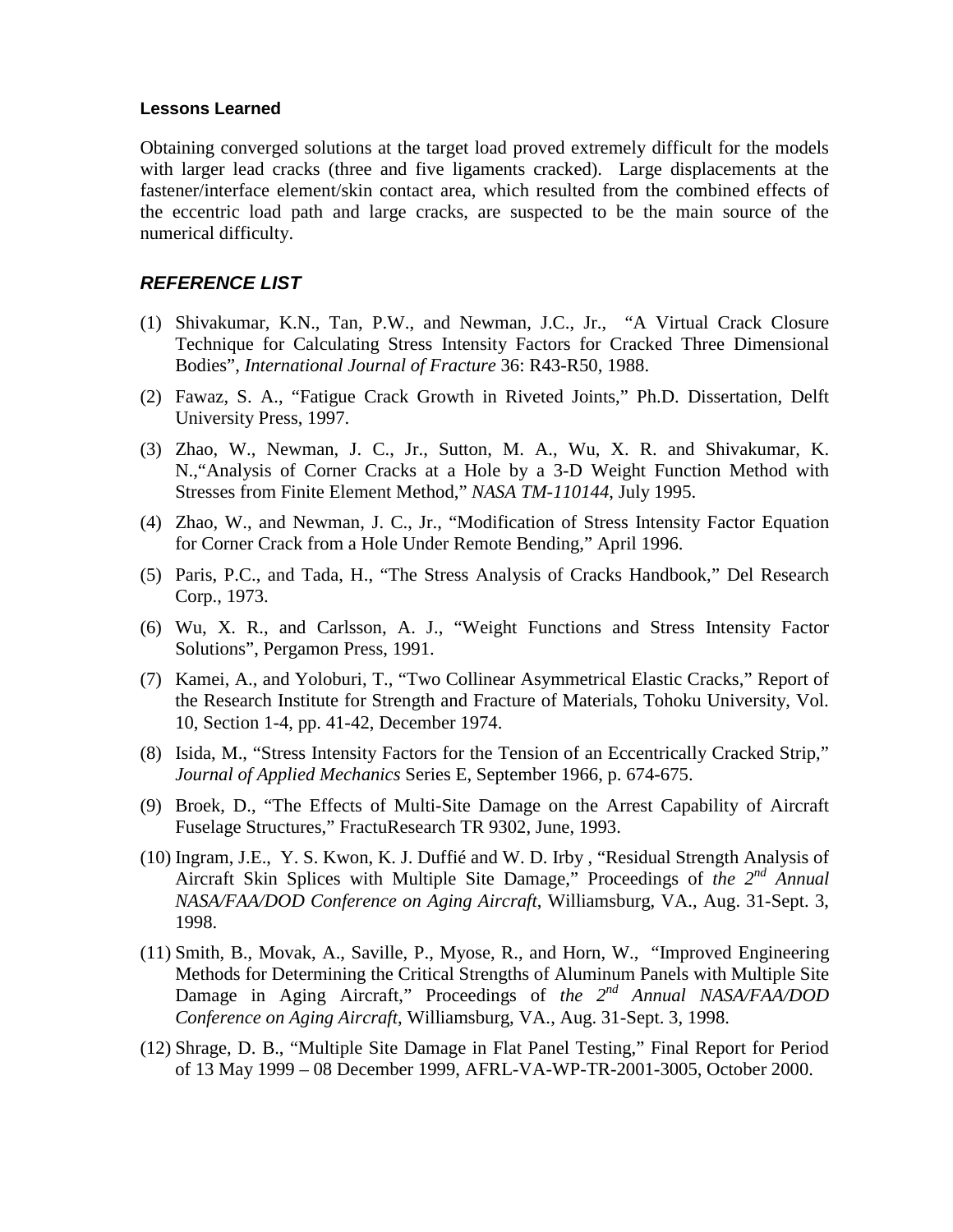**Lessons Learned**

Obtaining converged solutions at the target load proved extremely difficult for the models with larger lead cracks (three and five ligaments cracked). Large displacements at the fastener/interface element/skin contact area, which resulted from the combined effects of the eccentric load path and large cracks, are suspected to be the main source of the numerical difficulty.

## ***REFERENCE LIST***

(1) Shivakumar, K.N., Tan, P.W., and Newman, J.C., Jr., "A Virtual Crack Closure Technique for Calculating Stress Intensity Factors for Cracked Three Dimensional Bodies", *International Journal of Fracture* 36: R43-R50, 1988.

(2) Fawaz, S. A., "Fatigue Crack Growth in Riveted Joints," Ph.D. Dissertation, Delft University Press, 1997.

(3) Zhao, W., Newman, J. C., Jr., Sutton, M. A., Wu, X. R. and Shivakumar, K. N.,"Analysis of Corner Cracks at a Hole by a 3-D Weight Function Method with Stresses from Finite Element Method," *NASA TM-110144*, July 1995.

(4) Zhao, W., and Newman, J. C., Jr., "Modification of Stress Intensity Factor Equation for Corner Crack from a Hole Under Remote Bending," April 1996.

(5) Paris, P.C., and Tada, H., "The Stress Analysis of Cracks Handbook," Del Research Corp., 1973.

(6) Wu, X. R., and Carlsson, A. J., "Weight Functions and Stress Intensity Factor Solutions", Pergamon Press, 1991.

(7) Kamei, A., and Yoloburi, T., "Two Collinear Asymmetrical Elastic Cracks," Report of the Research Institute for Strength and Fracture of Materials, Tohoku University, Vol. 10, Section 1-4, pp. 41-42, December 1974.

(8) Isida, M., "Stress Intensity Factors for the Tension of an Eccentrically Cracked Strip," *Journal of Applied Mechanics* Series E, September 1966, p. 674-675.

(9) Broek, D., "The Effects of Multi-Site Damage on the Arrest Capability of Aircraft Fuselage Structures," FractuResearch TR 9302, June, 1993.

(10) Ingram, J.E., Y. S. Kwon, K. J. Duffié and W. D. Irby , "Residual Strength Analysis of Aircraft Skin Splices with Multiple Site Damage," Proceedings of *the 2nd Annual NASA/FAA/DOD Conference on Aging Aircraft*, Williamsburg, VA., Aug. 31-Sept. 3, 1998.

(11) Smith, B., Movak, A., Saville, P., Myose, R., and Horn, W., "Improved Engineering Methods for Determining the Critical Strengths of Aluminum Panels with Multiple Site Damage in Aging Aircraft," Proceedings of *the 2nd Annual NASA/FAA/DOD Conference on Aging Aircraft*, Williamsburg, VA., Aug. 31-Sept. 3, 1998.

(12) Shrage, D. B., "Multiple Site Damage in Flat Panel Testing," Final Report for Period of 13 May 1999 – 08 December 1999, AFRL-VA-WP-TR-2001-3005, October 2000.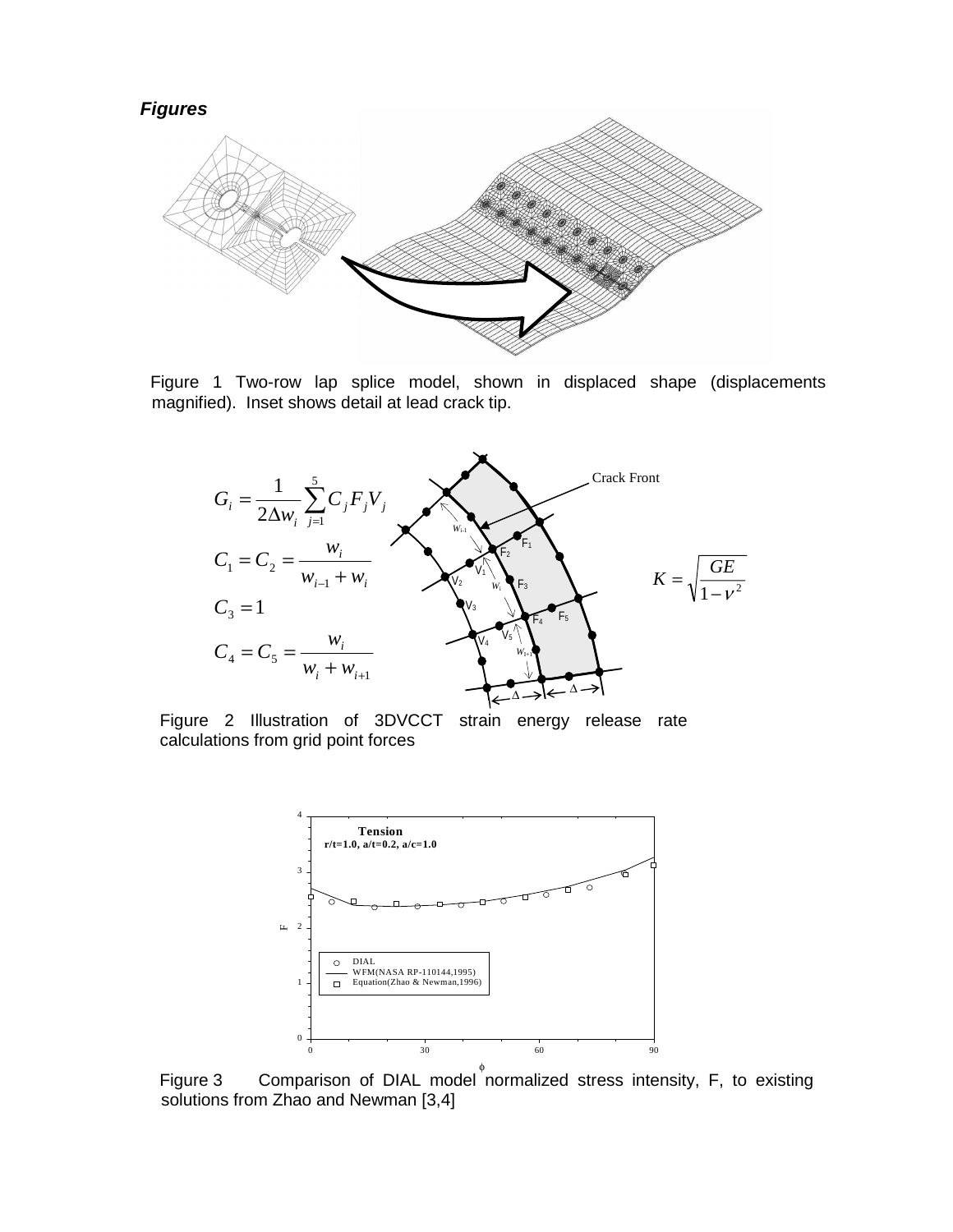***Figures***

Figure 1 Two-row lap splice model, shown in displaced shape (displacements magnified). Inset shows detail at lead crack tip.

$$G_i = \frac{1}{2\Delta w_i}\sum_{j=1}^{5} C_j F_j V_j$$

$$C_1 = C_2 = \frac{w_i}{w_{i-1} + w_i}$$

$$C_3 = 1$$

$$C_4 = C_5 = \frac{w_i}{w_i + w_{i+1}}$$

$$K = \sqrt{\frac{GE}{1-\nu^2}}$$

Figure 2 Illustration of 3DVCCT strain energy release rate calculations from grid point forces

Figure 3 Comparison of DIAL model normalized stress intensity, F, to existing solutions from Zhao and Newman [3,4]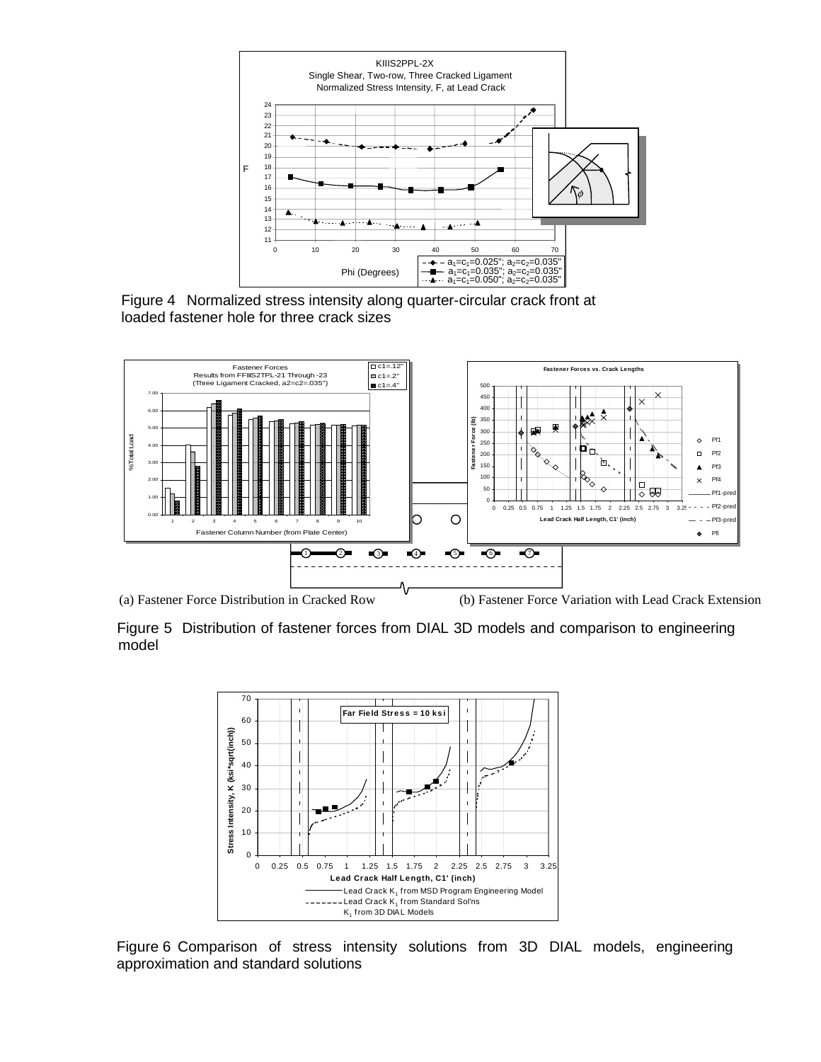KIIIS2PPL-2X
Single Shear, Two-row, Three Cracked Ligament
Normalized Stress Intensity, F, at Lead Crack

F

24
23
22
21
20
19
18
17
16
15
14
13
12
11

0 10 20 30 40 50 60 70

Phi (Degrees)

$a_1=c_1=0.025"$; $a_2=c_2=0.035"$
$a_1=c_1=0.035"$; $a_2=c_2=0.035"$
$a_1=c_1=0.050"$; $a_2=c_2=0.035"$

$\phi$

Figure 4 Normalized stress intensity along quarter-circular crack front at loaded fastener hole for three crack sizes

Fastener Forces
Results from FFIIIS2TPL-21 Through -23
(Three Ligament Cracked, a2=c2=.035")

c1=.12"
c1=.2"
c1=.4"

%Total Load

7.00
6.00
5.00
4.00
3.00
2.00
1.00
0.00

1 2 3 4 5 6 7 8 9 10

Fastener Column Number (from Plate Center)

Fastener Forces vs. Crack Lengths

Fastener Force (lb)

500
450
400
350
300
250
200
150
100
50
0

0 0.25 0.5 0.75 1 1.25 1.5 1.75 2 2.25 2.5 2.75 3 3.25

Lead Crack Half Length, C1' (inch)

Pf1
Pf2
Pf3
Pf4
Pf1-pred
Pf2-pred
Pf3-pred
Pfi

1 2 3 4 5 6 7

(a) Fastener Force Distribution in Cracked Row

(b) Fastener Force Variation with Lead Crack Extension

Figure 5 Distribution of fastener forces from DIAL 3D models and comparison to engineering model

Far Field Stress = 10 ksi

Stress Intensity, K (ksi*sqrt(inch))

70
60
50
40
30
20
10
0

0 0.25 0.5 0.75 1 1.25 1.5 1.75 2 2.25 2.5 2.75 3 3.25

Lead Crack Half Length, C1' (inch)

Lead Crack $K_1$ from MSD Program Engineering Model
Lead Crack $K_1$ from Standard Sol'ns
$K_1$ from 3D DIAL Models

Figure 6 Comparison of stress intensity solutions from 3D DIAL models, engineering approximation and standard solutions